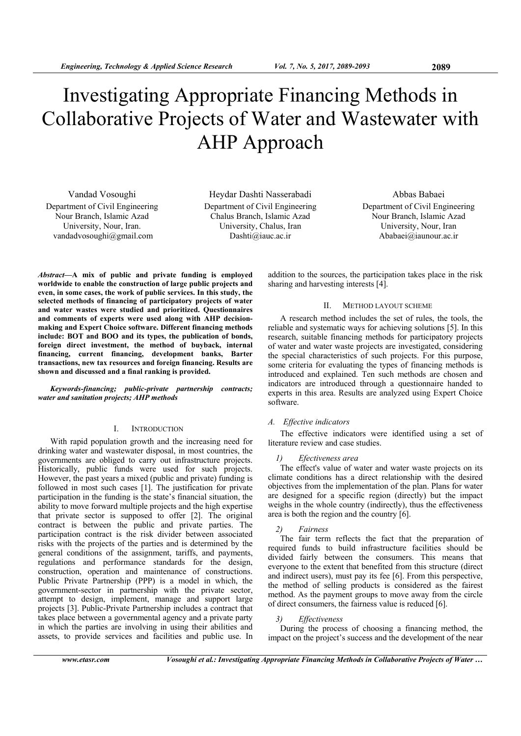# Investigating Appropriate Financing Methods in Collaborative Projects of Water and Wastewater with AHP Approach

Vandad Vosoughi
Department of Civil Engineering
Nour Branch, Islamic Azad University, Nour, Iran.
vandadvosoughi@gmail.com

Heydar Dashti Nasserabadi
Department of Civil Engineering
Chalus Branch, Islamic Azad University, Chalus, Iran
Dashti@iauc.ac.ir

Abbas Babaei
Department of Civil Engineering
Nour Branch, Islamic Azad University, Nour, Iran
Ababaei@iaunour.ac.ir

***Abstract*—A mix of public and private funding is employed worldwide to enable the construction of large public projects and even, in some cases, the work of public services. In this study, the selected methods of financing of participatory projects of water and water wastes were studied and prioritized. Questionnaires and comments of experts were used along with AHP decision-making and Expert Choice software. Different financing methods include: BOT and BOO and its types, the publication of bonds, foreign direct investment, the method of buyback, internal financing, current financing, development banks, Barter transactions, new tax resources and foreign financing. Results are shown and discussed and a final ranking is provided.**

***Keywords-financing; public-private partnership contracts; water and sanitation projects; AHP methods***

## I. Introduction

With rapid population growth and the increasing need for drinking water and wastewater disposal, in most countries, the governments are obliged to carry out infrastructure projects. Historically, public funds were used for such projects. However, the past years a mixed (public and private) funding is followed in most such cases [1]. The justification for private participation in the funding is the state's financial situation, the ability to move forward multiple projects and the high expertise that private sector is supposed to offer [2]. The original contract is between the public and private parties. The participation contract is the risk divider between associated risks with the projects of the parties and is determined by the general conditions of the assignment, tariffs, and payments, regulations and performance standards for the design, construction, operation and maintenance of constructions. Public Private Partnership (PPP) is a model in which, the government-sector in partnership with the private sector, attempt to design, implement, manage and support large projects [3]. Public-Private Partnership includes a contract that takes place between a governmental agency and a private party in which the parties are involving in using their abilities and assets, to provide services and facilities and public use. In addition to the sources, the participation takes place in the risk sharing and harvesting interests [4].

## II. Method Layout Scheme

A research method includes the set of rules, the tools, the reliable and systematic ways for achieving solutions [5]. In this research, suitable financing methods for participatory projects of water and water waste projects are investigated, considering the special characteristics of such projects. For this purpose, some criteria for evaluating the types of financing methods is introduced and explained. Ten such methods are chosen and indicators are introduced through a questionnaire handed to experts in this area. Results are analyzed using Expert Choice software.

### *A. Effective indicators*

The effective indicators were identified using a set of literature review and case studies.

#### *1) Efectiveness area*

The effect's value of water and water waste projects on its climate conditions has a direct relationship with the desired objectives from the implementation of the plan. Plans for water are designed for a specific region (directly) but the impact weighs in the whole country (indirectly), thus the effectiveness area is both the region and the country [6].

#### *2) Fairness*

The fair term reflects the fact that the preparation of required funds to build infrastructure facilities should be divided fairly between the consumers. This means that everyone to the extent that benefited from this structure (direct and indirect users), must pay its fee [6]. From this perspective, the method of selling products is considered as the fairest method. As the payment groups to move away from the circle of direct consumers, the fairness value is reduced [6].

#### *3) Effectiveness*

During the process of choosing a financing method, the impact on the project's success and the development of the near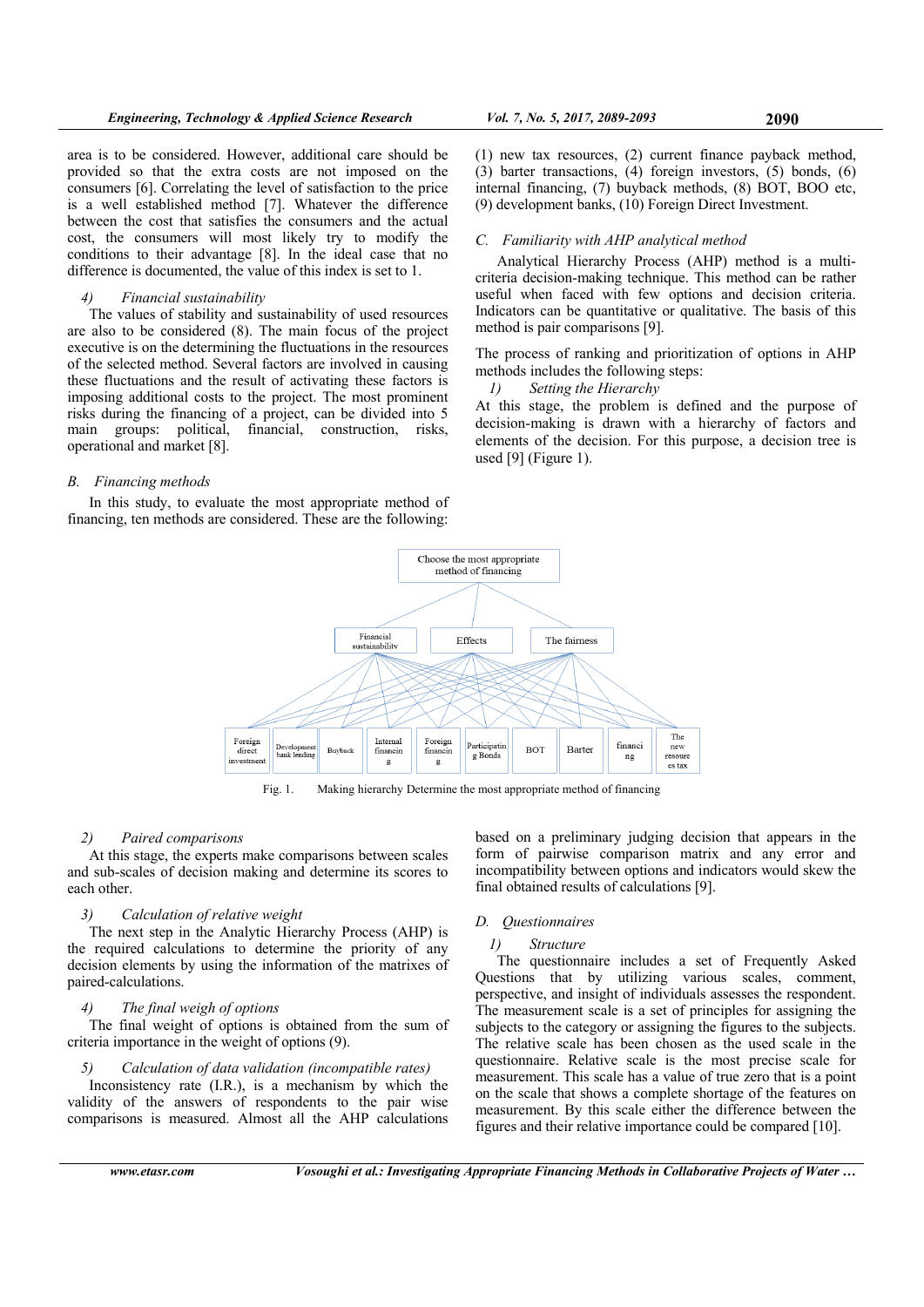area is to be considered. However, additional care should be provided so that the extra costs are not imposed on the consumers [6]. Correlating the level of satisfaction to the price is a well established method [7]. Whatever the difference between the cost that satisfies the consumers and the actual cost, the consumers will most likely try to modify the conditions to their advantage [8]. In the ideal case that no difference is documented, the value of this index is set to 1.

#### *4) Financial sustainability*

The values of stability and sustainability of used resources are also to be considered (8). The main focus of the project executive is on the determining the fluctuations in the resources of the selected method. Several factors are involved in causing these fluctuations and the result of activating these factors is imposing additional costs to the project. The most prominent risks during the financing of a project, can be divided into 5 main groups: political, financial, construction, risks, operational and market [8].

### *B. Financing methods*

In this study, to evaluate the most appropriate method of financing, ten methods are considered. These are the following: (1) new tax resources, (2) current finance payback method, (3) barter transactions, (4) foreign investors, (5) bonds, (6) internal financing, (7) buyback methods, (8) BOT, BOO etc, (9) development banks, (10) Foreign Direct Investment.

### *C. Familiarity with AHP analytical method*

Analytical Hierarchy Process (AHP) method is a multi-criteria decision-making technique. This method can be rather useful when faced with few options and decision criteria. Indicators can be quantitative or qualitative. The basis of this method is pair comparisons [9].

The process of ranking and prioritization of options in AHP methods includes the following steps:

#### *1) Setting the Hierarchy*

At this stage, the problem is defined and the purpose of decision-making is drawn with a hierarchy of factors and elements of the decision. For this purpose, a decision tree is used [9] (Figure 1).

Choose the most appropriate method of financing

Financial sustainability | Effects | The fairness

Foreign direct investment | Development bank lending | Buyback | Internal financing | Foreign financing | Participating Bonds | BOT | Barter | financing | The new resources tax

Fig. 1. Making hierarchy Determine the most appropriate method of financing

#### *2) Paired comparisons*

At this stage, the experts make comparisons between scales and sub-scales of decision making and determine its scores to each other.

#### *3) Calculation of relative weight*

The next step in the Analytic Hierarchy Process (AHP) is the required calculations to determine the priority of any decision elements by using the information of the matrixes of paired-calculations.

#### *4) The final weigh of options*

The final weight of options is obtained from the sum of criteria importance in the weight of options (9).

#### *5) Calculation of data validation (incompatible rates)*

Inconsistency rate (I.R.), is a mechanism by which the validity of the answers of respondents to the pair wise comparisons is measured. Almost all the AHP calculations based on a preliminary judging decision that appears in the form of pairwise comparison matrix and any error and incompatibility between options and indicators would skew the final obtained results of calculations [9].

### *D. Questionnaires*

#### *1) Structure*

The questionnaire includes a set of Frequently Asked Questions that by utilizing various scales, comment, perspective, and insight of individuals assesses the respondent. The measurement scale is a set of principles for assigning the subjects to the category or assigning the figures to the subjects. The relative scale has been chosen as the used scale in the questionnaire. Relative scale is the most precise scale for measurement. This scale has a value of true zero that is a point on the scale that shows a complete shortage of the features on measurement. By this scale either the difference between the figures and their relative importance could be compared [10].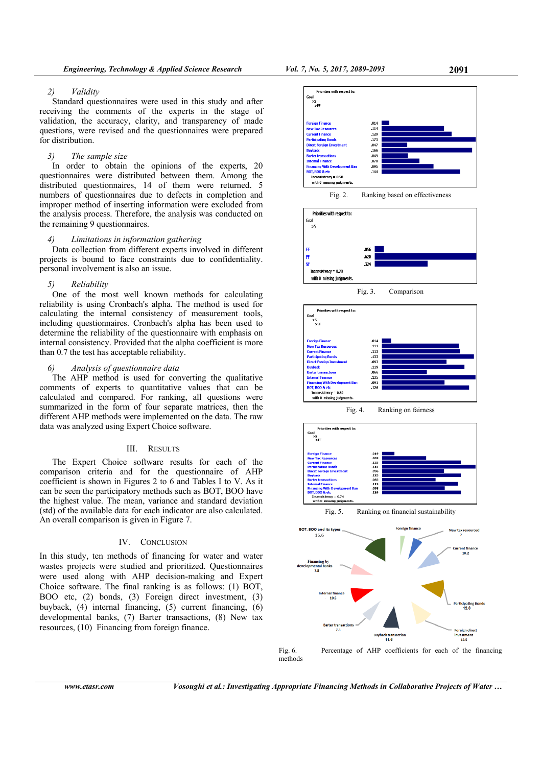#### 2) *Validity*

Standard questionnaires were used in this study and after receiving the comments of the experts in the stage of validation, the accuracy, clarity, and transparency of made questions, were revised and the questionnaires were prepared for distribution.

#### 3) *The sample size*

In order to obtain the opinions of the experts, 20 questionnaires were distributed between them. Among the distributed questionnaires, 14 of them were returned. 5 numbers of questionnaires due to defects in completion and improper method of inserting information were excluded from the analysis process. Therefore, the analysis was conducted on the remaining 9 questionnaires.

#### 4) *Limitations in information gathering*

Data collection from different experts involved in different projects is bound to face constraints due to confidentiality. personal involvement is also an issue.

#### 5) *Reliability*

One of the most well known methods for calculating reliability is using Cronbach's alpha. The method is used for calculating the internal consistency of measurement tools, including questionnaires. Cronbach's alpha has been used to determine the reliability of the questionnaire with emphasis on internal consistency. Provided that the alpha coefficient is more than 0.7 the test has acceptable reliability.

#### 6) *Analysis of questionnaire data*

The AHP method is used for converting the qualitative comments of experts to quantitative values that can be calculated and compared. For ranking, all questions were summarized in the form of four separate matrices, then the different AHP methods were implemented on the data. The raw data was analyzed using Expert Choice software.

## III. Results

The Expert Choice software results for each of the comparison criteria and for the questionnaire of AHP coefficient is shown in Figures 2 to 6 and Tables I to V. As it can be seen the participatory methods such as BOT, BOO have the highest value. The mean, variance and standard deviation (std) of the available data for each indicator are also calculated. An overall comparison is given in Figure 7.

## IV. Conclusion

In this study, ten methods of financing for water and water wastes projects were studied and prioritized. Questionnaires were used along with AHP decision-making and Expert Choice software. The final ranking is as follows: (1) BOT, BOO etc, (2) bonds, (3) Foreign direct investment, (3) buyback, (4) internal financing, (5) current financing, (6) developmental banks, (7) Barter transactions, (8) New tax resources, (10) Financing from foreign finance.

Fig. 2. Ranking based on effectiveness

Fig. 3. Comparison

Fig. 4. Ranking on fairness

Fig. 5. Ranking on financial sustainability

Fig. 6. Percentage of AHP coefficients for each of the financing methods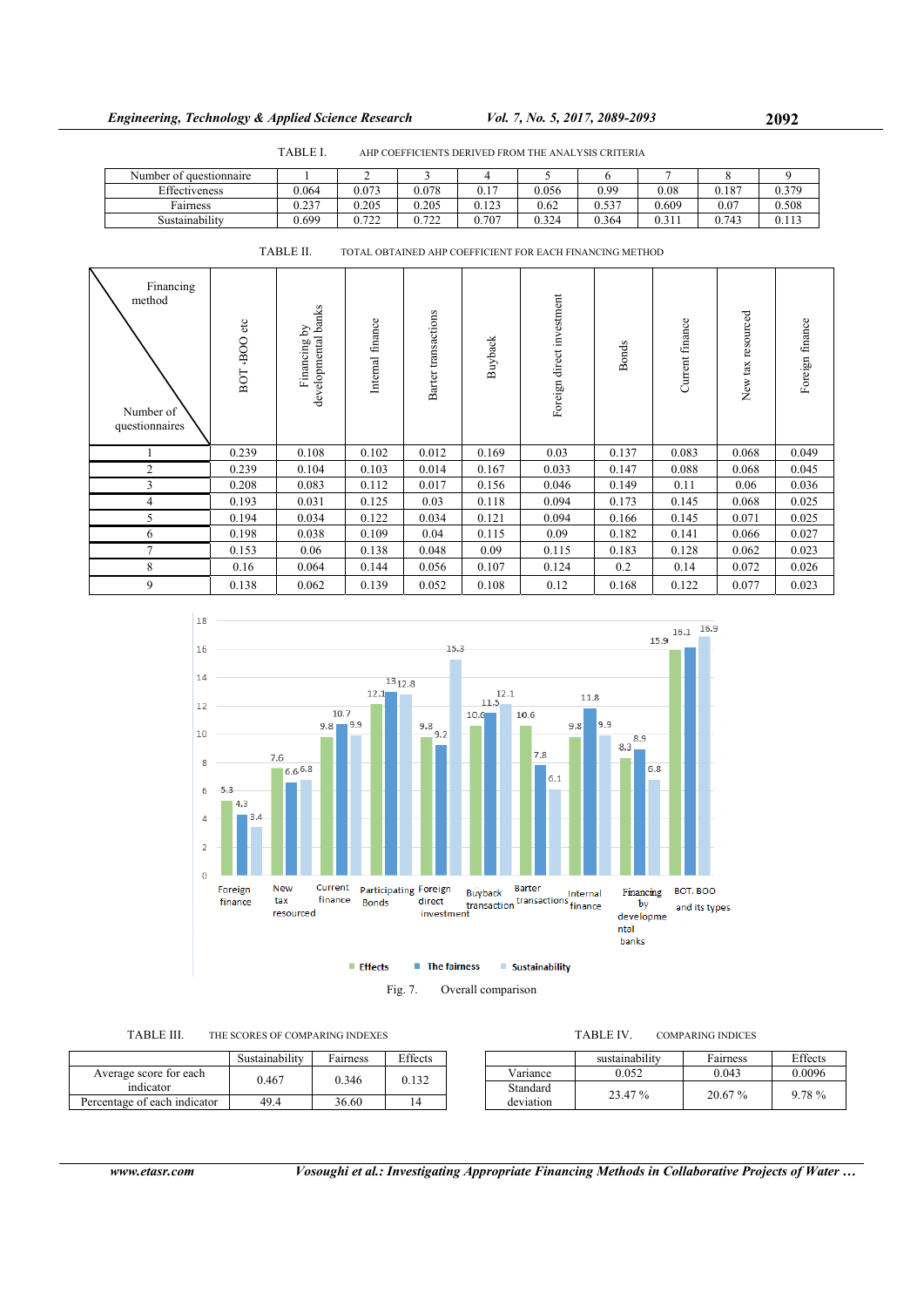TABLE I. AHP COEFFICIENTS DERIVED FROM THE ANALYSIS CRITERIA

| Number of questionnaire | 1 | 2 | 3 | 4 | 5 | 6 | 7 | 8 | 9 |
|---|---|---|---|---|---|---|---|---|---|
| Effectiveness | 0.064 | 0.073 | 0.078 | 0.17 | 0.056 | 0.99 | 0.08 | 0.187 | 0.379 |
| Fairness | 0.237 | 0.205 | 0.205 | 0.123 | 0.62 | 0.537 | 0.609 | 0.07 | 0.508 |
| Sustainability | 0.699 | 0.722 | 0.722 | 0.707 | 0.324 | 0.364 | 0.311 | 0.743 | 0.113 |

TABLE II. TOTAL OBTAINED AHP COEFFICIENT FOR EACH FINANCING METHOD

| Number of questionnaires \ Financing method | BOT ,BOO etc | Financing by developmental banks | Internal finance | Barter transactions | Buyback | Foreign direct investment | Bonds | Current finance | New tax resourced | Foreign finance |
|---|---|---|---|---|---|---|---|---|---|---|
| 1 | 0.239 | 0.108 | 0.102 | 0.012 | 0.169 | 0.03 | 0.137 | 0.083 | 0.068 | 0.049 |
| 2 | 0.239 | 0.104 | 0.103 | 0.014 | 0.167 | 0.033 | 0.147 | 0.088 | 0.068 | 0.045 |
| 3 | 0.208 | 0.083 | 0.112 | 0.017 | 0.156 | 0.046 | 0.149 | 0.11 | 0.06 | 0.036 |
| 4 | 0.193 | 0.031 | 0.125 | 0.03 | 0.118 | 0.094 | 0.173 | 0.145 | 0.068 | 0.025 |
| 5 | 0.194 | 0.034 | 0.122 | 0.034 | 0.121 | 0.094 | 0.166 | 0.145 | 0.071 | 0.025 |
| 6 | 0.198 | 0.038 | 0.109 | 0.04 | 0.115 | 0.09 | 0.182 | 0.141 | 0.066 | 0.027 |
| 7 | 0.153 | 0.06 | 0.138 | 0.048 | 0.09 | 0.115 | 0.183 | 0.128 | 0.062 | 0.023 |
| 8 | 0.16 | 0.064 | 0.144 | 0.056 | 0.107 | 0.124 | 0.2 | 0.14 | 0.072 | 0.026 |
| 9 | 0.138 | 0.062 | 0.139 | 0.052 | 0.108 | 0.12 | 0.168 | 0.122 | 0.077 | 0.023 |

| Financing method | Effects | The fairness | Sustainability |
|---|---|---|---|
| Foreign finance | 5.3 | 4.3 | 3.4 |
| New tax resourced | 7.6 | 6.6 | 6.8 |
| Current finance | 9.8 | 10.7 | 9.9 |
| Participating Bonds | 12.1 | 13 | 12.8 |
| Foreign direct investment | 9.8 | 9.2 | 15.3 |
| Buyback transaction | 10.6 | 11.5 | 12.1 |
| Barter transactions | 10.6 | 7.8 | 6.1 |
| Internal finance | 9.8 | 11.8 | 9.9 |
| Financing by developmental banks | 8.3 | 8.9 | 6.8 |
| BOT, BOO and its types | 15.9 | 16.1 | 16.9 |

Fig. 7. Overall comparison

TABLE III. THE SCORES OF COMPARING INDEXES

| | Sustainability | Fairness | Effects |
|---|---|---|---|
| Average score for each indicator | 0.467 | 0.346 | 0.132 |
| Percentage of each indicator | 49.4 | 36.60 | 14 |

TABLE IV. COMPARING INDICES

| | sustainability | Fairness | Effects |
|---|---|---|---|
| Variance | 0.052 | 0.043 | 0.0096 |
| Standard deviation | 23.47 % | 20.67 % | 9.78 % |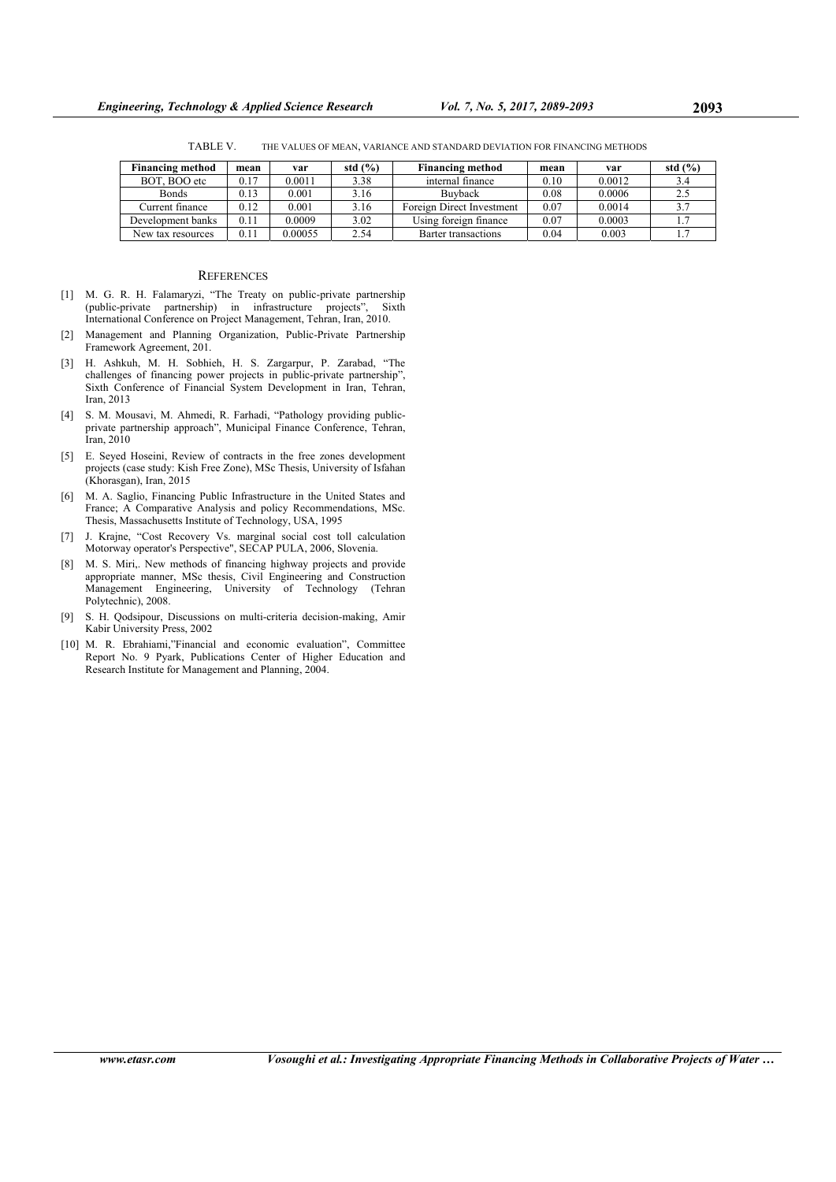TABLE V. THE VALUES OF MEAN, VARIANCE AND STANDARD DEVIATION FOR FINANCING METHODS

| Financing method | mean | var | std (%) | Financing method | mean | var | std (%) |
|---|---|---|---|---|---|---|---|
| BOT, BOO etc | 0.17 | 0.0011 | 3.38 | internal finance | 0.10 | 0.0012 | 3.4 |
| Bonds | 0.13 | 0.001 | 3.16 | Buyback | 0.08 | 0.0006 | 2.5 |
| Current finance | 0.12 | 0.001 | 3.16 | Foreign Direct Investment | 0.07 | 0.0014 | 3.7 |
| Development banks | 0.11 | 0.0009 | 3.02 | Using foreign finance | 0.07 | 0.0003 | 1.7 |
| New tax resources | 0.11 | 0.00055 | 2.54 | Barter transactions | 0.04 | 0.003 | 1.7 |

## REFERENCES

[1] M. G. R. H. Falamaryzi, "The Treaty on public-private partnership (public-private partnership) in infrastructure projects", Sixth International Conference on Project Management, Tehran, Iran, 2010.

[2] Management and Planning Organization, Public-Private Partnership Framework Agreement, 201.

[3] H. Ashkuh, M. H. Sobhieh, H. S. Zargarpur, P. Zarabad, "The challenges of financing power projects in public-private partnership", Sixth Conference of Financial System Development in Iran, Tehran, Iran, 2013

[4] S. M. Mousavi, M. Ahmedi, R. Farhadi, "Pathology providing public-private partnership approach", Municipal Finance Conference, Tehran, Iran, 2010

[5] E. Seyed Hoseini, Review of contracts in the free zones development projects (case study: Kish Free Zone), MSc Thesis, University of Isfahan (Khorasgan), Iran, 2015

[6] M. A. Saglio, Financing Public Infrastructure in the United States and France; A Comparative Analysis and policy Recommendations, MSc. Thesis, Massachusetts Institute of Technology, USA, 1995

[7] J. Krajne, "Cost Recovery Vs. marginal social cost toll calculation Motorway operator's Perspective", SECAP PULA, 2006, Slovenia.

[8] M. S. Miri,. New methods of financing highway projects and provide appropriate manner, MSc thesis, Civil Engineering and Construction Management Engineering, University of Technology (Tehran Polytechnic), 2008.

[9] S. H. Qodsipour, Discussions on multi-criteria decision-making, Amir Kabir University Press, 2002

[10] M. R. Ebrahiami,"Financial and economic evaluation", Committee Report No. 9 Pyark, Publications Center of Higher Education and Research Institute for Management and Planning, 2004.